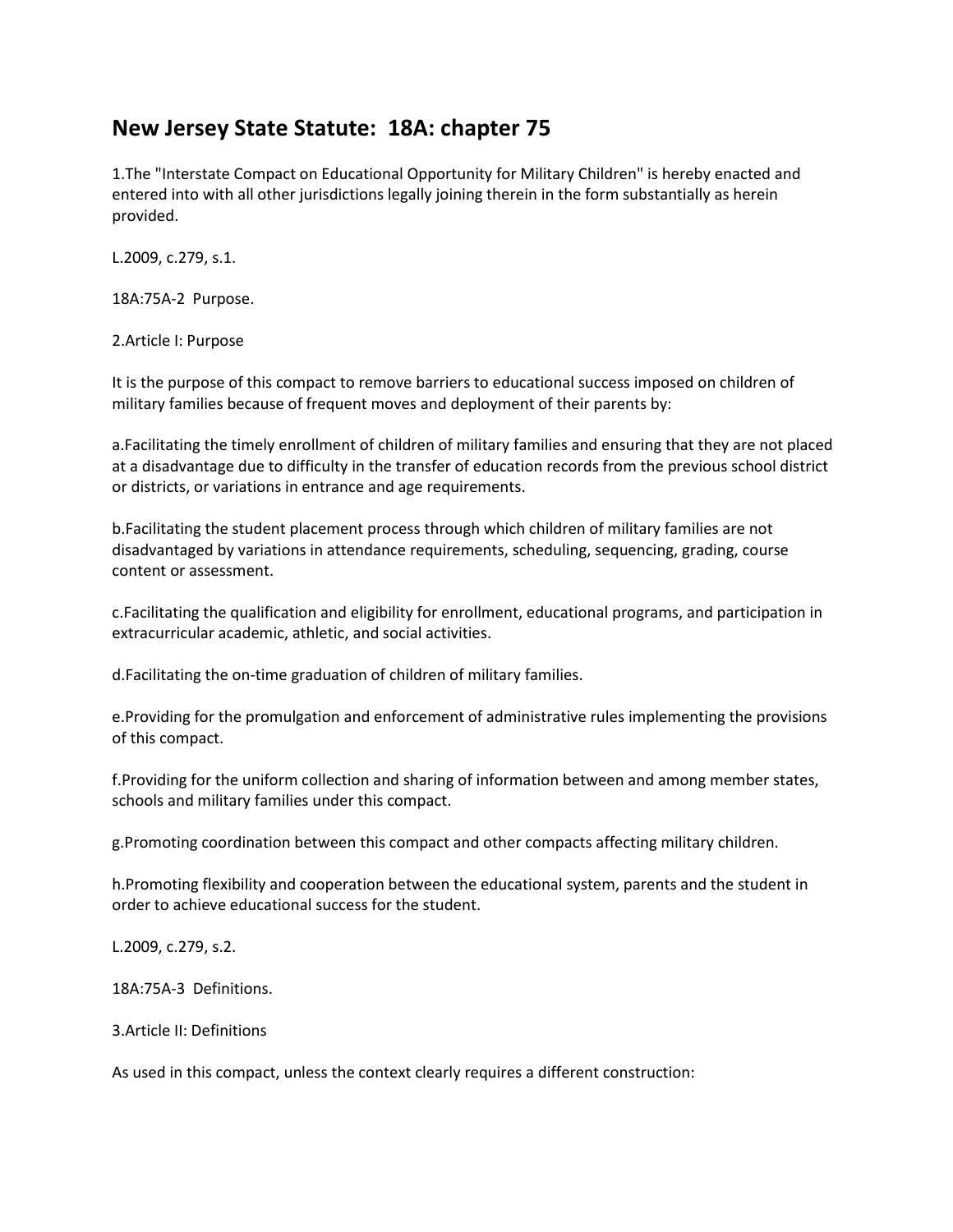# New Jersey State Statute: 18A: chapter 75

1.The "Interstate Compact on Educational Opportunity for Military Children" is hereby enacted and entered into with all other jurisdictions legally joining therein in the form substantially as herein provided.

L.2009, c.279, s.1.

18A:75A-2 Purpose.

2.Article I: Purpose

It is the purpose of this compact to remove barriers to educational success imposed on children of military families because of frequent moves and deployment of their parents by:

a.Facilitating the timely enrollment of children of military families and ensuring that they are not placed at a disadvantage due to difficulty in the transfer of education records from the previous school district or districts, or variations in entrance and age requirements.

b.Facilitating the student placement process through which children of military families are not disadvantaged by variations in attendance requirements, scheduling, sequencing, grading, course content or assessment.

c.Facilitating the qualification and eligibility for enrollment, educational programs, and participation in extracurricular academic, athletic, and social activities.

d.Facilitating the on-time graduation of children of military families.

e.Providing for the promulgation and enforcement of administrative rules implementing the provisions of this compact.

f.Providing for the uniform collection and sharing of information between and among member states, schools and military families under this compact.

g.Promoting coordination between this compact and other compacts affecting military children.

h.Promoting flexibility and cooperation between the educational system, parents and the student in order to achieve educational success for the student.

L.2009, c.279, s.2.

18A:75A-3 Definitions.

3.Article II: Definitions

As used in this compact, unless the context clearly requires a different construction: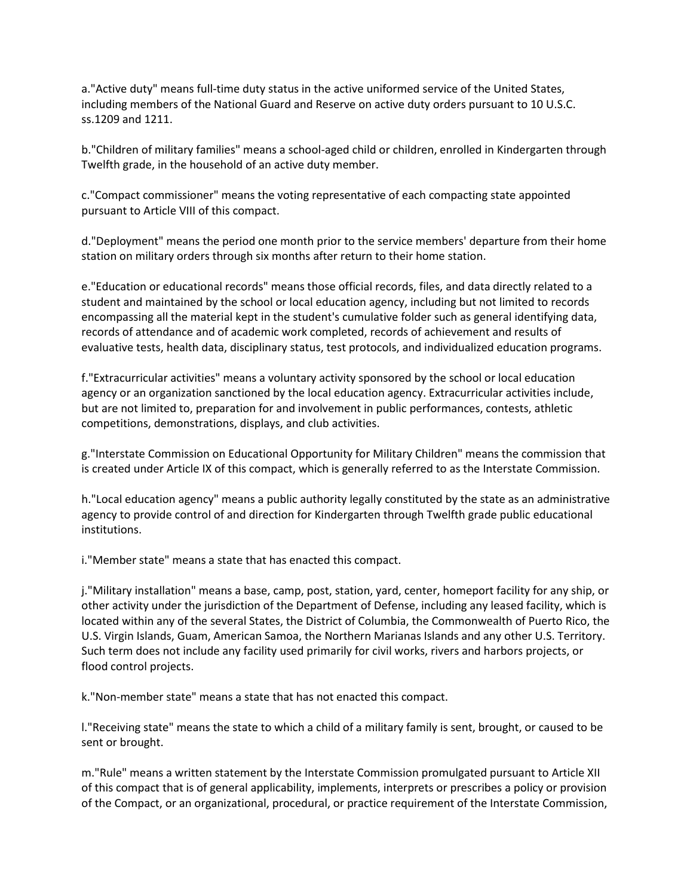a."Active duty" means full-time duty status in the active uniformed service of the United States, including members of the National Guard and Reserve on active duty orders pursuant to 10 U.S.C. ss.1209 and 1211.

b."Children of military families" means a school-aged child or children, enrolled in Kindergarten through Twelfth grade, in the household of an active duty member.

c."Compact commissioner" means the voting representative of each compacting state appointed pursuant to Article VIII of this compact.

d."Deployment" means the period one month prior to the service members' departure from their home station on military orders through six months after return to their home station.

e."Education or educational records" means those official records, files, and data directly related to a student and maintained by the school or local education agency, including but not limited to records encompassing all the material kept in the student's cumulative folder such as general identifying data, records of attendance and of academic work completed, records of achievement and results of evaluative tests, health data, disciplinary status, test protocols, and individualized education programs.

f."Extracurricular activities" means a voluntary activity sponsored by the school or local education agency or an organization sanctioned by the local education agency. Extracurricular activities include, but are not limited to, preparation for and involvement in public performances, contests, athletic competitions, demonstrations, displays, and club activities.

g."Interstate Commission on Educational Opportunity for Military Children" means the commission that is created under Article IX of this compact, which is generally referred to as the Interstate Commission.

h."Local education agency" means a public authority legally constituted by the state as an administrative agency to provide control of and direction for Kindergarten through Twelfth grade public educational institutions.

i."Member state" means a state that has enacted this compact.

j."Military installation" means a base, camp, post, station, yard, center, homeport facility for any ship, or other activity under the jurisdiction of the Department of Defense, including any leased facility, which is located within any of the several States, the District of Columbia, the Commonwealth of Puerto Rico, the U.S. Virgin Islands, Guam, American Samoa, the Northern Marianas Islands and any other U.S. Territory. Such term does not include any facility used primarily for civil works, rivers and harbors projects, or flood control projects.

k."Non-member state" means a state that has not enacted this compact.

l."Receiving state" means the state to which a child of a military family is sent, brought, or caused to be sent or brought.

m."Rule" means a written statement by the Interstate Commission promulgated pursuant to Article XII of this compact that is of general applicability, implements, interprets or prescribes a policy or provision of the Compact, or an organizational, procedural, or practice requirement of the Interstate Commission,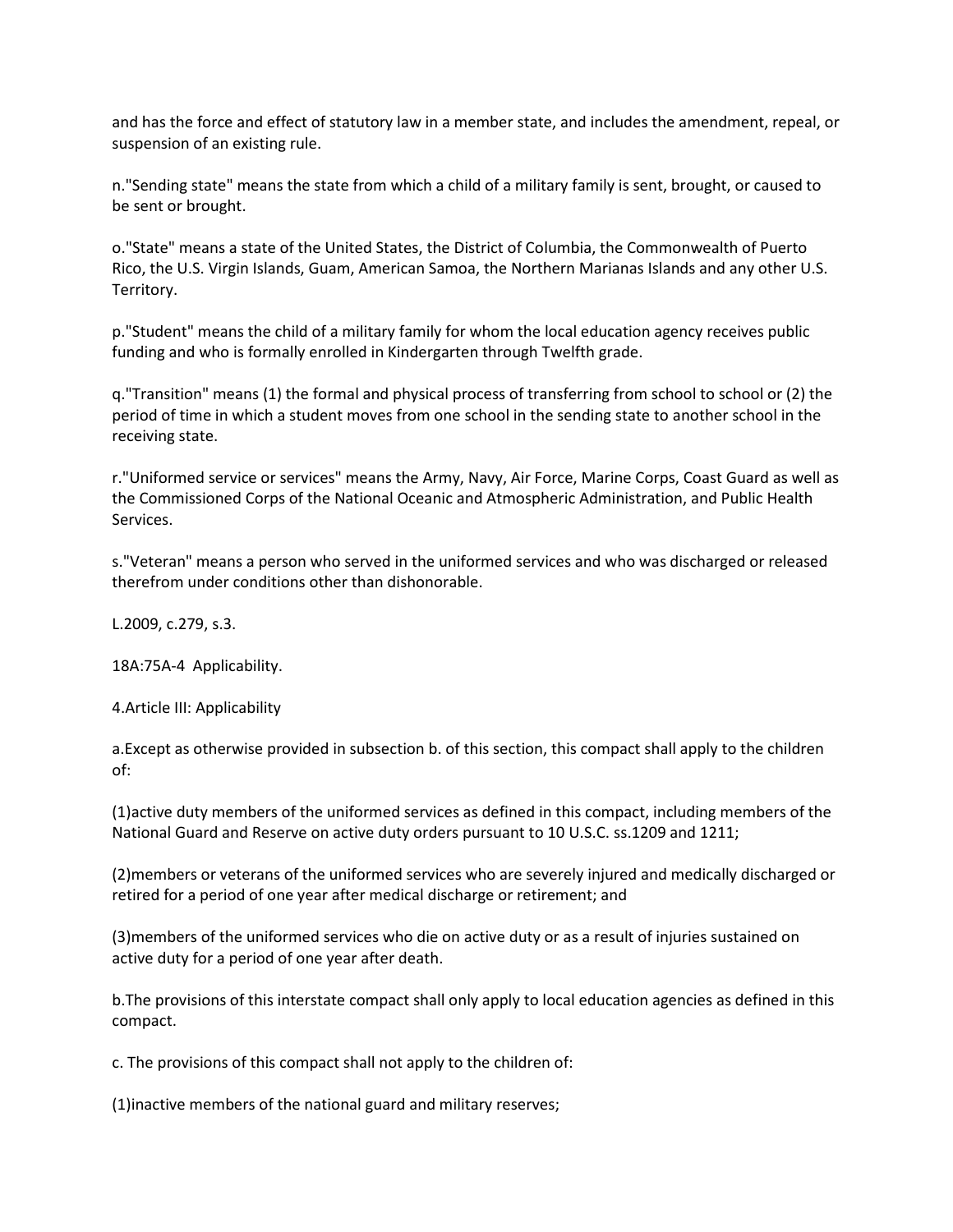and has the force and effect of statutory law in a member state, and includes the amendment, repeal, or suspension of an existing rule.

n."Sending state" means the state from which a child of a military family is sent, brought, or caused to be sent or brought.

o."State" means a state of the United States, the District of Columbia, the Commonwealth of Puerto Rico, the U.S. Virgin Islands, Guam, American Samoa, the Northern Marianas Islands and any other U.S. Territory.

p."Student" means the child of a military family for whom the local education agency receives public funding and who is formally enrolled in Kindergarten through Twelfth grade.

q."Transition" means (1) the formal and physical process of transferring from school to school or (2) the period of time in which a student moves from one school in the sending state to another school in the receiving state.

r."Uniformed service or services" means the Army, Navy, Air Force, Marine Corps, Coast Guard as well as the Commissioned Corps of the National Oceanic and Atmospheric Administration, and Public Health Services.

s."Veteran" means a person who served in the uniformed services and who was discharged or released therefrom under conditions other than dishonorable.

L.2009, c.279, s.3.

18A:75A-4 Applicability.

4.Article III: Applicability

a.Except as otherwise provided in subsection b. of this section, this compact shall apply to the children of:

(1)active duty members of the uniformed services as defined in this compact, including members of the National Guard and Reserve on active duty orders pursuant to 10 U.S.C. ss.1209 and 1211;

(2)members or veterans of the uniformed services who are severely injured and medically discharged or retired for a period of one year after medical discharge or retirement; and

(3)members of the uniformed services who die on active duty or as a result of injuries sustained on active duty for a period of one year after death.

b.The provisions of this interstate compact shall only apply to local education agencies as defined in this compact.

c. The provisions of this compact shall not apply to the children of:

(1)inactive members of the national guard and military reserves;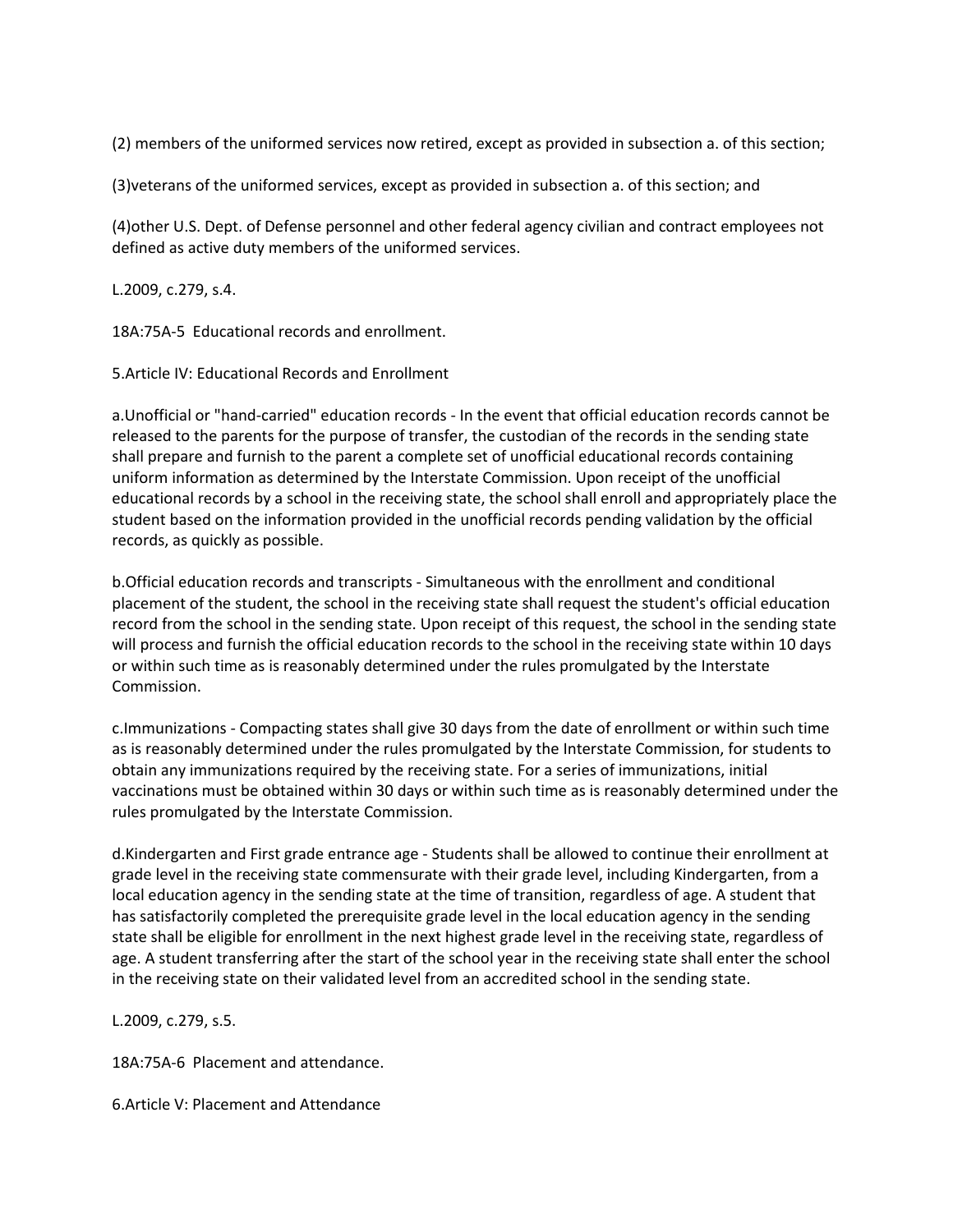(2) members of the uniformed services now retired, except as provided in subsection a. of this section;

(3)veterans of the uniformed services, except as provided in subsection a. of this section; and

(4)other U.S. Dept. of Defense personnel and other federal agency civilian and contract employees not defined as active duty members of the uniformed services.

L.2009, c.279, s.4.

18A:75A-5 Educational records and enrollment.

5.Article IV: Educational Records and Enrollment

a.Unofficial or "hand-carried" education records - In the event that official education records cannot be released to the parents for the purpose of transfer, the custodian of the records in the sending state shall prepare and furnish to the parent a complete set of unofficial educational records containing uniform information as determined by the Interstate Commission. Upon receipt of the unofficial educational records by a school in the receiving state, the school shall enroll and appropriately place the student based on the information provided in the unofficial records pending validation by the official records, as quickly as possible.

b.Official education records and transcripts - Simultaneous with the enrollment and conditional placement of the student, the school in the receiving state shall request the student's official education record from the school in the sending state. Upon receipt of this request, the school in the sending state will process and furnish the official education records to the school in the receiving state within 10 days or within such time as is reasonably determined under the rules promulgated by the Interstate Commission.

c.Immunizations - Compacting states shall give 30 days from the date of enrollment or within such time as is reasonably determined under the rules promulgated by the Interstate Commission, for students to obtain any immunizations required by the receiving state. For a series of immunizations, initial vaccinations must be obtained within 30 days or within such time as is reasonably determined under the rules promulgated by the Interstate Commission.

d.Kindergarten and First grade entrance age - Students shall be allowed to continue their enrollment at grade level in the receiving state commensurate with their grade level, including Kindergarten, from a local education agency in the sending state at the time of transition, regardless of age. A student that has satisfactorily completed the prerequisite grade level in the local education agency in the sending state shall be eligible for enrollment in the next highest grade level in the receiving state, regardless of age. A student transferring after the start of the school year in the receiving state shall enter the school in the receiving state on their validated level from an accredited school in the sending state.

L.2009, c.279, s.5.

18A:75A-6 Placement and attendance.

6.Article V: Placement and Attendance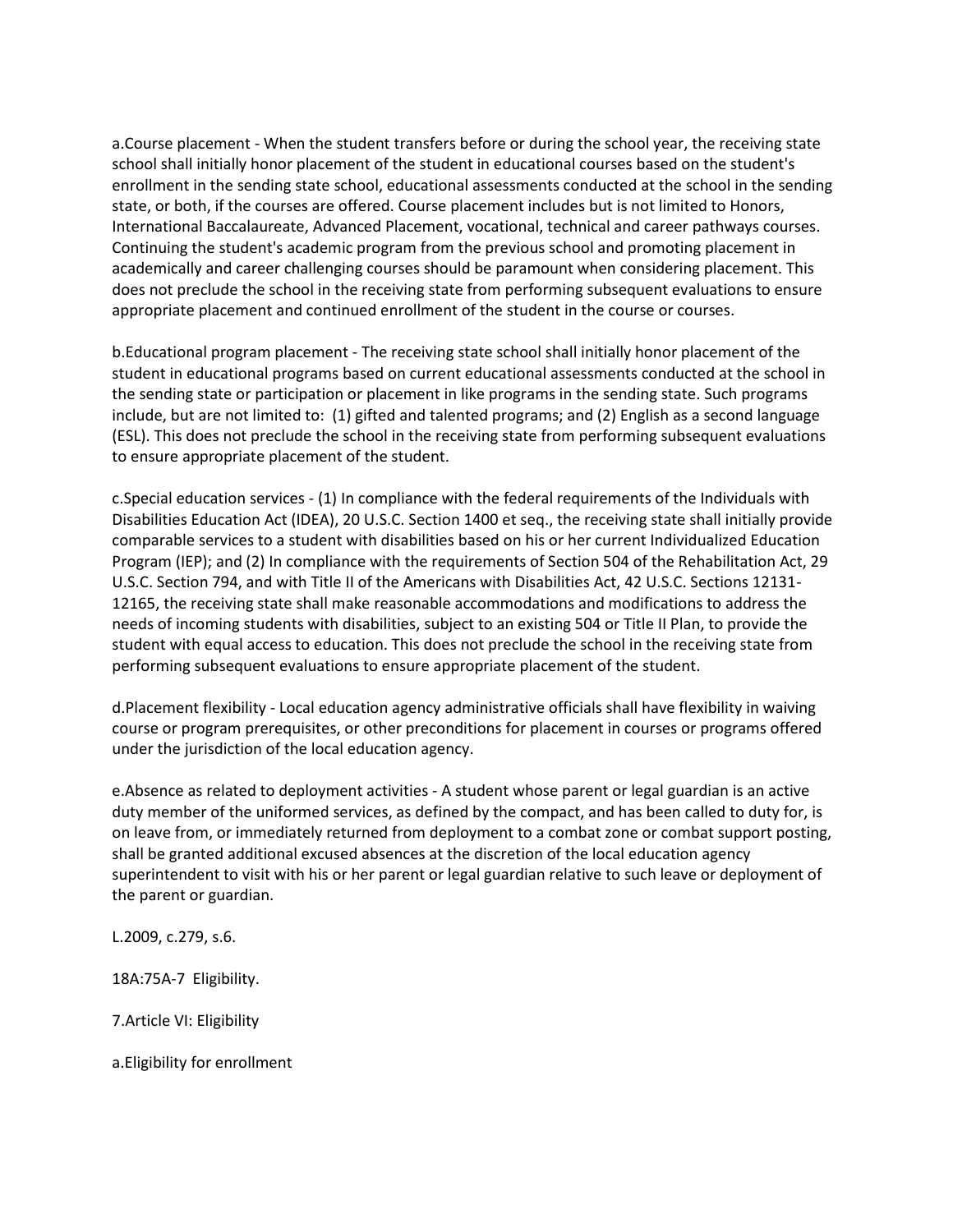a.Course placement - When the student transfers before or during the school year, the receiving state school shall initially honor placement of the student in educational courses based on the student's enrollment in the sending state school, educational assessments conducted at the school in the sending state, or both, if the courses are offered. Course placement includes but is not limited to Honors, International Baccalaureate, Advanced Placement, vocational, technical and career pathways courses. Continuing the student's academic program from the previous school and promoting placement in academically and career challenging courses should be paramount when considering placement. This does not preclude the school in the receiving state from performing subsequent evaluations to ensure appropriate placement and continued enrollment of the student in the course or courses.

b.Educational program placement - The receiving state school shall initially honor placement of the student in educational programs based on current educational assessments conducted at the school in the sending state or participation or placement in like programs in the sending state. Such programs include, but are not limited to: (1) gifted and talented programs; and (2) English as a second language (ESL). This does not preclude the school in the receiving state from performing subsequent evaluations to ensure appropriate placement of the student.

c.Special education services - (1) In compliance with the federal requirements of the Individuals with Disabilities Education Act (IDEA), 20 U.S.C. Section 1400 et seq., the receiving state shall initially provide comparable services to a student with disabilities based on his or her current Individualized Education Program (IEP); and (2) In compliance with the requirements of Section 504 of the Rehabilitation Act, 29 U.S.C. Section 794, and with Title II of the Americans with Disabilities Act, 42 U.S.C. Sections 12131-12165, the receiving state shall make reasonable accommodations and modifications to address the needs of incoming students with disabilities, subject to an existing 504 or Title II Plan, to provide the student with equal access to education. This does not preclude the school in the receiving state from performing subsequent evaluations to ensure appropriate placement of the student.

d.Placement flexibility - Local education agency administrative officials shall have flexibility in waiving course or program prerequisites, or other preconditions for placement in courses or programs offered under the jurisdiction of the local education agency.

e.Absence as related to deployment activities - A student whose parent or legal guardian is an active duty member of the uniformed services, as defined by the compact, and has been called to duty for, is on leave from, or immediately returned from deployment to a combat zone or combat support posting, shall be granted additional excused absences at the discretion of the local education agency superintendent to visit with his or her parent or legal guardian relative to such leave or deployment of the parent or guardian.

L.2009, c.279, s.6.

18A:75A-7 Eligibility.

7.Article VI: Eligibility

a.Eligibility for enrollment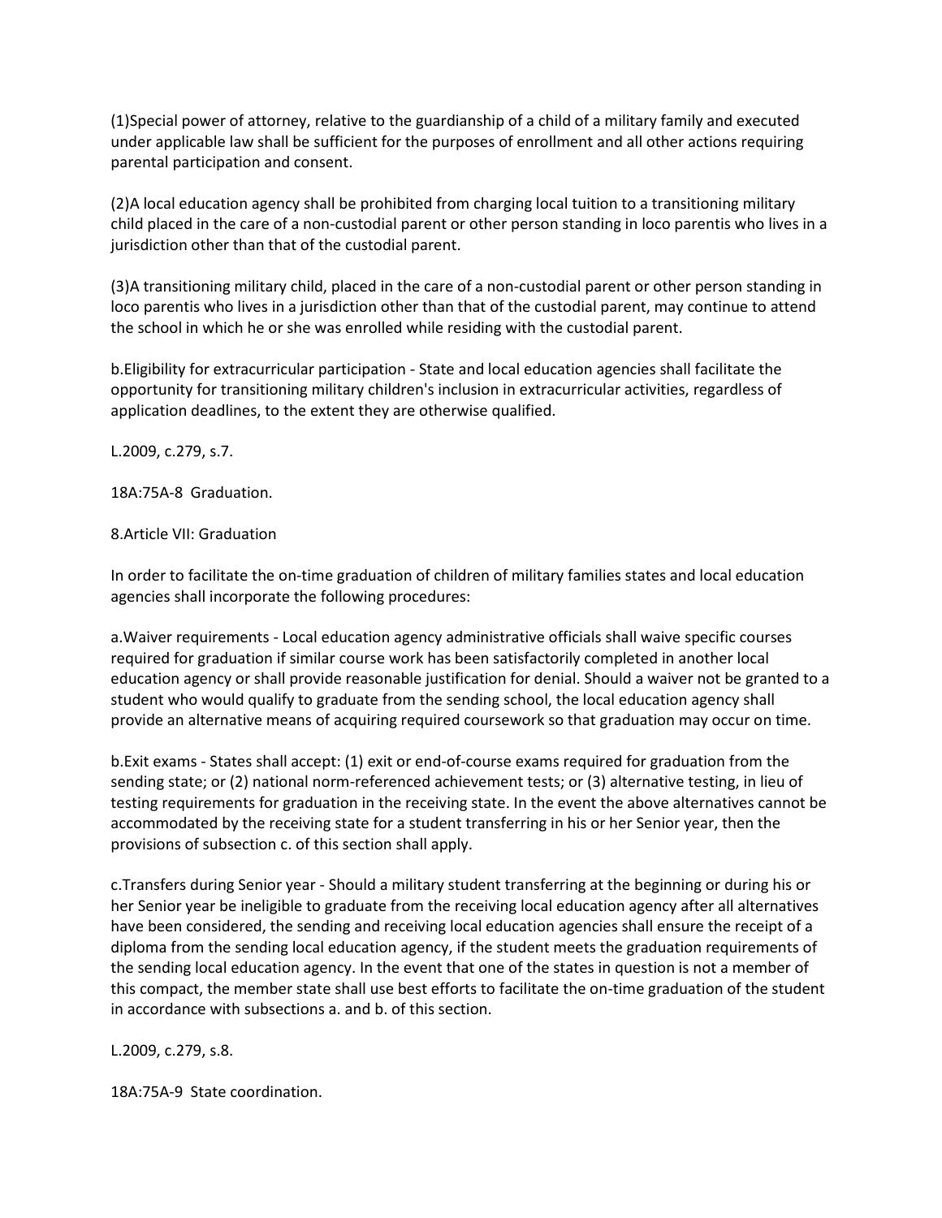(1)Special power of attorney, relative to the guardianship of a child of a military family and executed under applicable law shall be sufficient for the purposes of enrollment and all other actions requiring parental participation and consent.

(2)A local education agency shall be prohibited from charging local tuition to a transitioning military child placed in the care of a non-custodial parent or other person standing in loco parentis who lives in a jurisdiction other than that of the custodial parent.

(3)A transitioning military child, placed in the care of a non-custodial parent or other person standing in loco parentis who lives in a jurisdiction other than that of the custodial parent, may continue to attend the school in which he or she was enrolled while residing with the custodial parent.

b.Eligibility for extracurricular participation - State and local education agencies shall facilitate the opportunity for transitioning military children's inclusion in extracurricular activities, regardless of application deadlines, to the extent they are otherwise qualified.

L.2009, c.279, s.7.

18A:75A-8 Graduation.

8.Article VII: Graduation

In order to facilitate the on-time graduation of children of military families states and local education agencies shall incorporate the following procedures:

a.Waiver requirements - Local education agency administrative officials shall waive specific courses required for graduation if similar course work has been satisfactorily completed in another local education agency or shall provide reasonable justification for denial. Should a waiver not be granted to a student who would qualify to graduate from the sending school, the local education agency shall provide an alternative means of acquiring required coursework so that graduation may occur on time.

b.Exit exams - States shall accept: (1) exit or end-of-course exams required for graduation from the sending state; or (2) national norm-referenced achievement tests; or (3) alternative testing, in lieu of testing requirements for graduation in the receiving state. In the event the above alternatives cannot be accommodated by the receiving state for a student transferring in his or her Senior year, then the provisions of subsection c. of this section shall apply.

c.Transfers during Senior year - Should a military student transferring at the beginning or during his or her Senior year be ineligible to graduate from the receiving local education agency after all alternatives have been considered, the sending and receiving local education agencies shall ensure the receipt of a diploma from the sending local education agency, if the student meets the graduation requirements of the sending local education agency. In the event that one of the states in question is not a member of this compact, the member state shall use best efforts to facilitate the on-time graduation of the student in accordance with subsections a. and b. of this section.

L.2009, c.279, s.8.

18A:75A-9 State coordination.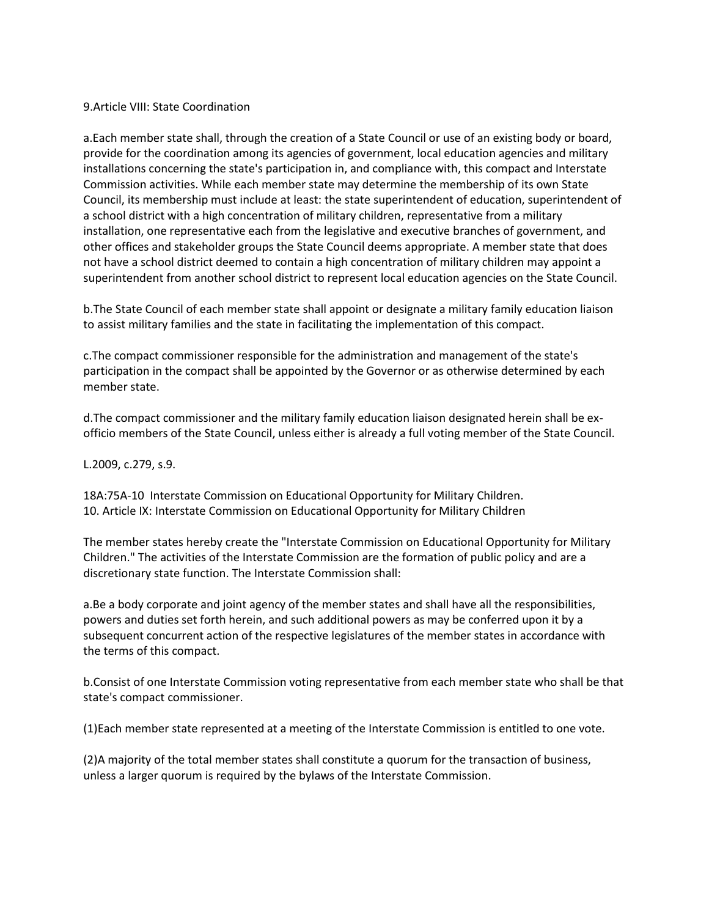9.Article VIII: State Coordination

a.Each member state shall, through the creation of a State Council or use of an existing body or board, provide for the coordination among its agencies of government, local education agencies and military installations concerning the state's participation in, and compliance with, this compact and Interstate Commission activities. While each member state may determine the membership of its own State Council, its membership must include at least: the state superintendent of education, superintendent of a school district with a high concentration of military children, representative from a military installation, one representative each from the legislative and executive branches of government, and other offices and stakeholder groups the State Council deems appropriate. A member state that does not have a school district deemed to contain a high concentration of military children may appoint a superintendent from another school district to represent local education agencies on the State Council.

b.The State Council of each member state shall appoint or designate a military family education liaison to assist military families and the state in facilitating the implementation of this compact.

c.The compact commissioner responsible for the administration and management of the state's participation in the compact shall be appointed by the Governor or as otherwise determined by each member state.

d.The compact commissioner and the military family education liaison designated herein shall be ex-officio members of the State Council, unless either is already a full voting member of the State Council.

L.2009, c.279, s.9.

18A:75A-10 Interstate Commission on Educational Opportunity for Military Children.
10. Article IX: Interstate Commission on Educational Opportunity for Military Children

The member states hereby create the "Interstate Commission on Educational Opportunity for Military Children." The activities of the Interstate Commission are the formation of public policy and are a discretionary state function. The Interstate Commission shall:

a.Be a body corporate and joint agency of the member states and shall have all the responsibilities, powers and duties set forth herein, and such additional powers as may be conferred upon it by a subsequent concurrent action of the respective legislatures of the member states in accordance with the terms of this compact.

b.Consist of one Interstate Commission voting representative from each member state who shall be that state's compact commissioner.

(1)Each member state represented at a meeting of the Interstate Commission is entitled to one vote.

(2)A majority of the total member states shall constitute a quorum for the transaction of business, unless a larger quorum is required by the bylaws of the Interstate Commission.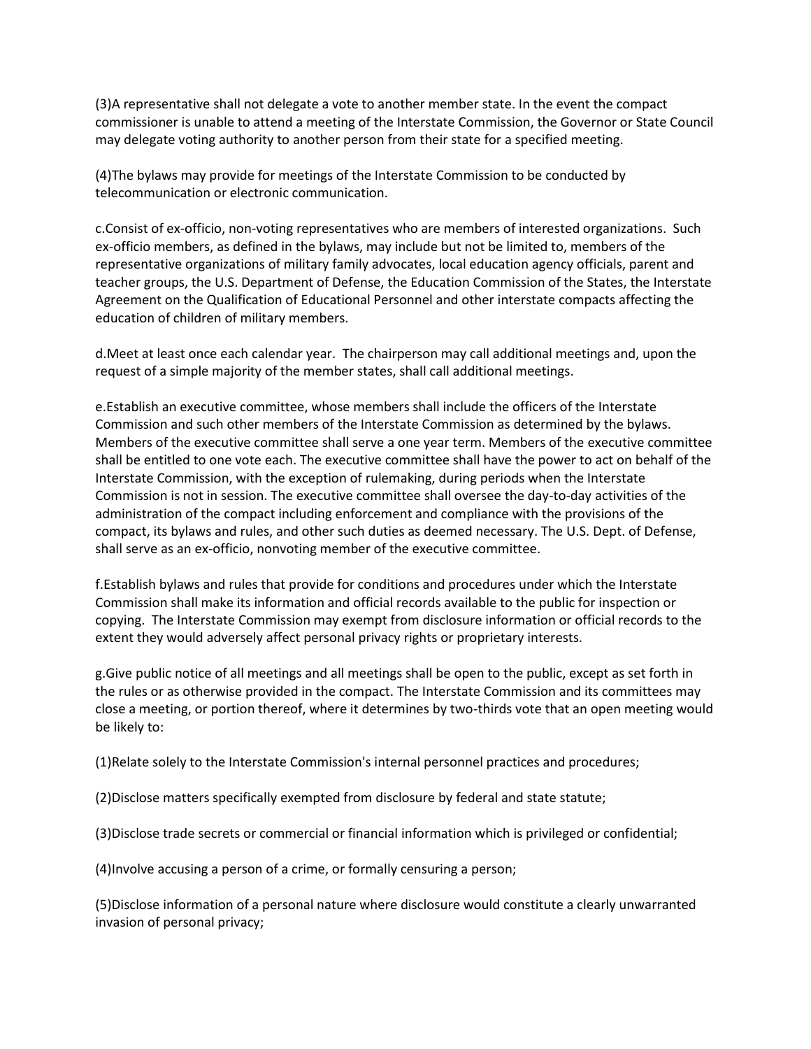(3)A representative shall not delegate a vote to another member state. In the event the compact commissioner is unable to attend a meeting of the Interstate Commission, the Governor or State Council may delegate voting authority to another person from their state for a specified meeting.

(4)The bylaws may provide for meetings of the Interstate Commission to be conducted by telecommunication or electronic communication.

c.Consist of ex-officio, non-voting representatives who are members of interested organizations. Such ex-officio members, as defined in the bylaws, may include but not be limited to, members of the representative organizations of military family advocates, local education agency officials, parent and teacher groups, the U.S. Department of Defense, the Education Commission of the States, the Interstate Agreement on the Qualification of Educational Personnel and other interstate compacts affecting the education of children of military members.

d.Meet at least once each calendar year. The chairperson may call additional meetings and, upon the request of a simple majority of the member states, shall call additional meetings.

e.Establish an executive committee, whose members shall include the officers of the Interstate Commission and such other members of the Interstate Commission as determined by the bylaws. Members of the executive committee shall serve a one year term. Members of the executive committee shall be entitled to one vote each. The executive committee shall have the power to act on behalf of the Interstate Commission, with the exception of rulemaking, during periods when the Interstate Commission is not in session. The executive committee shall oversee the day-to-day activities of the administration of the compact including enforcement and compliance with the provisions of the compact, its bylaws and rules, and other such duties as deemed necessary. The U.S. Dept. of Defense, shall serve as an ex-officio, nonvoting member of the executive committee.

f.Establish bylaws and rules that provide for conditions and procedures under which the Interstate Commission shall make its information and official records available to the public for inspection or copying. The Interstate Commission may exempt from disclosure information or official records to the extent they would adversely affect personal privacy rights or proprietary interests.

g.Give public notice of all meetings and all meetings shall be open to the public, except as set forth in the rules or as otherwise provided in the compact. The Interstate Commission and its committees may close a meeting, or portion thereof, where it determines by two-thirds vote that an open meeting would be likely to:

(1)Relate solely to the Interstate Commission's internal personnel practices and procedures;

(2)Disclose matters specifically exempted from disclosure by federal and state statute;

(3)Disclose trade secrets or commercial or financial information which is privileged or confidential;

(4)Involve accusing a person of a crime, or formally censuring a person;

(5)Disclose information of a personal nature where disclosure would constitute a clearly unwarranted invasion of personal privacy;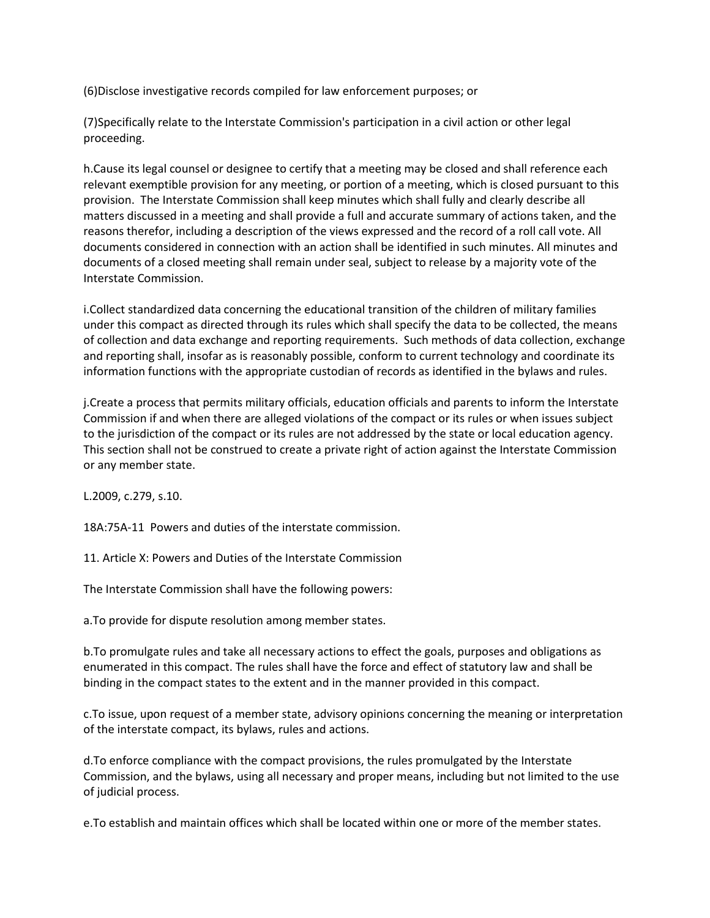(6)Disclose investigative records compiled for law enforcement purposes; or

(7)Specifically relate to the Interstate Commission's participation in a civil action or other legal proceeding.

h.Cause its legal counsel or designee to certify that a meeting may be closed and shall reference each relevant exemptible provision for any meeting, or portion of a meeting, which is closed pursuant to this provision.  The Interstate Commission shall keep minutes which shall fully and clearly describe all matters discussed in a meeting and shall provide a full and accurate summary of actions taken, and the reasons therefor, including a description of the views expressed and the record of a roll call vote. All documents considered in connection with an action shall be identified in such minutes. All minutes and documents of a closed meeting shall remain under seal, subject to release by a majority vote of the Interstate Commission.

i.Collect standardized data concerning the educational transition of the children of military families under this compact as directed through its rules which shall specify the data to be collected, the means of collection and data exchange and reporting requirements.  Such methods of data collection, exchange and reporting shall, insofar as is reasonably possible, conform to current technology and coordinate its information functions with the appropriate custodian of records as identified in the bylaws and rules.

j.Create a process that permits military officials, education officials and parents to inform the Interstate Commission if and when there are alleged violations of the compact or its rules or when issues subject to the jurisdiction of the compact or its rules are not addressed by the state or local education agency.  This section shall not be construed to create a private right of action against the Interstate Commission or any member state.

L.2009, c.279, s.10.

18A:75A-11  Powers and duties of the interstate commission.

11. Article X: Powers and Duties of the Interstate Commission

The Interstate Commission shall have the following powers:

a.To provide for dispute resolution among member states.

b.To promulgate rules and take all necessary actions to effect the goals, purposes and obligations as enumerated in this compact. The rules shall have the force and effect of statutory law and shall be binding in the compact states to the extent and in the manner provided in this compact.

c.To issue, upon request of a member state, advisory opinions concerning the meaning or interpretation of the interstate compact, its bylaws, rules and actions.

d.To enforce compliance with the compact provisions, the rules promulgated by the Interstate Commission, and the bylaws, using all necessary and proper means, including but not limited to the use of judicial process.

e.To establish and maintain offices which shall be located within one or more of the member states.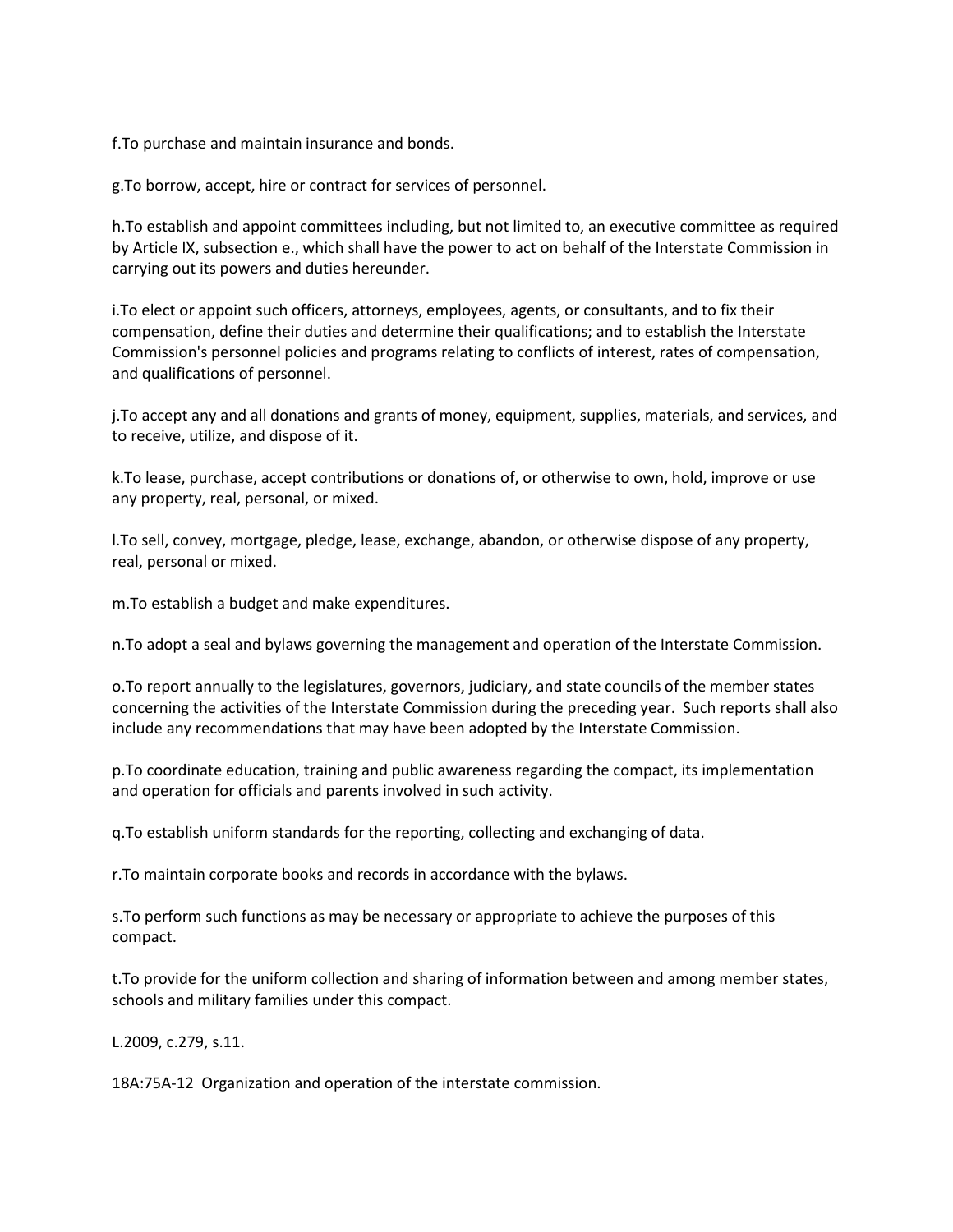f.To purchase and maintain insurance and bonds.

g.To borrow, accept, hire or contract for services of personnel.

h.To establish and appoint committees including, but not limited to, an executive committee as required by Article IX, subsection e., which shall have the power to act on behalf of the Interstate Commission in carrying out its powers and duties hereunder.

i.To elect or appoint such officers, attorneys, employees, agents, or consultants, and to fix their compensation, define their duties and determine their qualifications; and to establish the Interstate Commission's personnel policies and programs relating to conflicts of interest, rates of compensation, and qualifications of personnel.

j.To accept any and all donations and grants of money, equipment, supplies, materials, and services, and to receive, utilize, and dispose of it.

k.To lease, purchase, accept contributions or donations of, or otherwise to own, hold, improve or use any property, real, personal, or mixed.

l.To sell, convey, mortgage, pledge, lease, exchange, abandon, or otherwise dispose of any property, real, personal or mixed.

m.To establish a budget and make expenditures.

n.To adopt a seal and bylaws governing the management and operation of the Interstate Commission.

o.To report annually to the legislatures, governors, judiciary, and state councils of the member states concerning the activities of the Interstate Commission during the preceding year. Such reports shall also include any recommendations that may have been adopted by the Interstate Commission.

p.To coordinate education, training and public awareness regarding the compact, its implementation and operation for officials and parents involved in such activity.

q.To establish uniform standards for the reporting, collecting and exchanging of data.

r.To maintain corporate books and records in accordance with the bylaws.

s.To perform such functions as may be necessary or appropriate to achieve the purposes of this compact.

t.To provide for the uniform collection and sharing of information between and among member states, schools and military families under this compact.

L.2009, c.279, s.11.

18A:75A-12 Organization and operation of the interstate commission.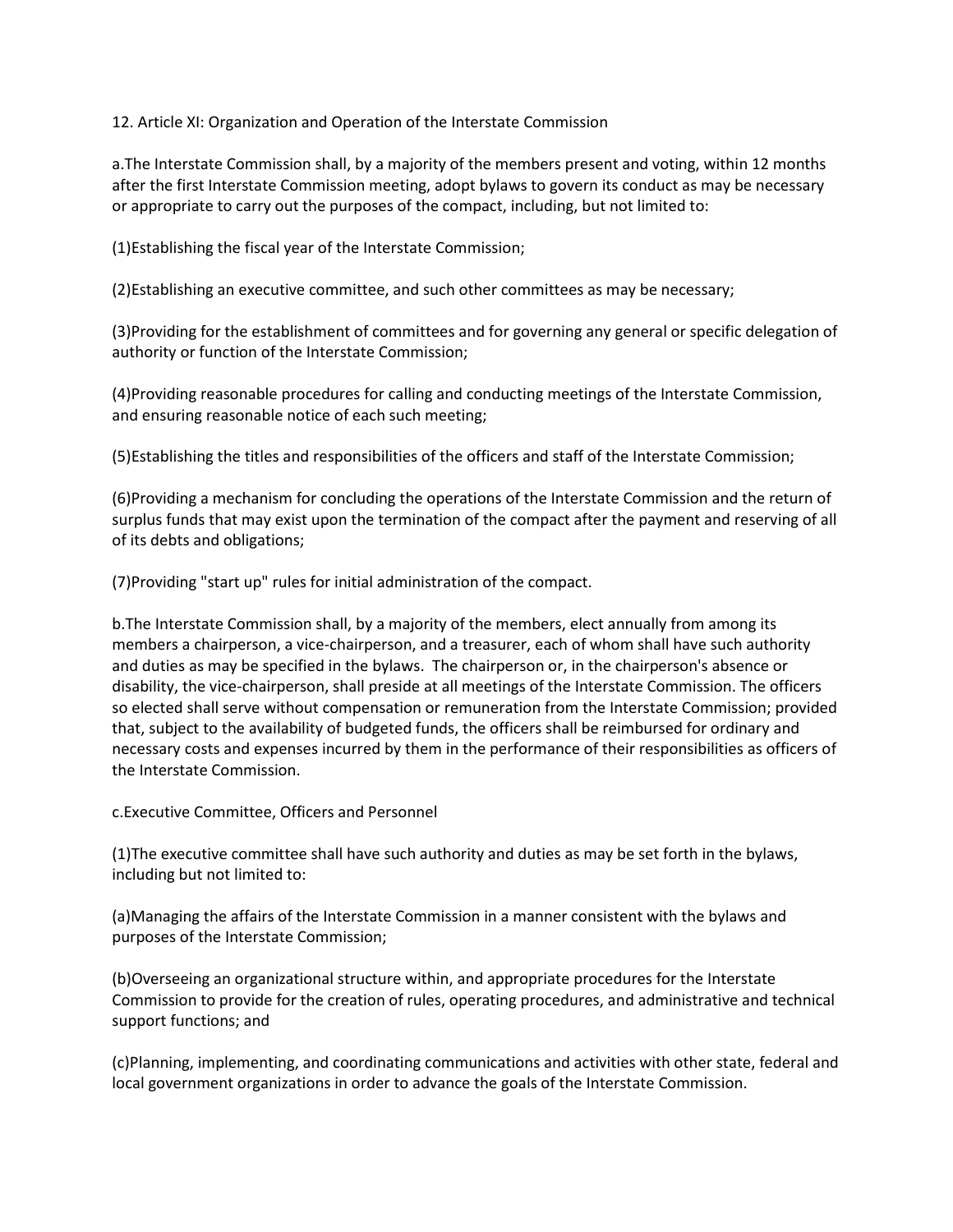12. Article XI: Organization and Operation of the Interstate Commission

a.The Interstate Commission shall, by a majority of the members present and voting, within 12 months after the first Interstate Commission meeting, adopt bylaws to govern its conduct as may be necessary or appropriate to carry out the purposes of the compact, including, but not limited to:

(1)Establishing the fiscal year of the Interstate Commission;

(2)Establishing an executive committee, and such other committees as may be necessary;

(3)Providing for the establishment of committees and for governing any general or specific delegation of authority or function of the Interstate Commission;

(4)Providing reasonable procedures for calling and conducting meetings of the Interstate Commission, and ensuring reasonable notice of each such meeting;

(5)Establishing the titles and responsibilities of the officers and staff of the Interstate Commission;

(6)Providing a mechanism for concluding the operations of the Interstate Commission and the return of surplus funds that may exist upon the termination of the compact after the payment and reserving of all of its debts and obligations;

(7)Providing "start up" rules for initial administration of the compact.

b.The Interstate Commission shall, by a majority of the members, elect annually from among its members a chairperson, a vice-chairperson, and a treasurer, each of whom shall have such authority and duties as may be specified in the bylaws. The chairperson or, in the chairperson's absence or disability, the vice-chairperson, shall preside at all meetings of the Interstate Commission. The officers so elected shall serve without compensation or remuneration from the Interstate Commission; provided that, subject to the availability of budgeted funds, the officers shall be reimbursed for ordinary and necessary costs and expenses incurred by them in the performance of their responsibilities as officers of the Interstate Commission.

c.Executive Committee, Officers and Personnel

(1)The executive committee shall have such authority and duties as may be set forth in the bylaws, including but not limited to:

(a)Managing the affairs of the Interstate Commission in a manner consistent with the bylaws and purposes of the Interstate Commission;

(b)Overseeing an organizational structure within, and appropriate procedures for the Interstate Commission to provide for the creation of rules, operating procedures, and administrative and technical support functions; and

(c)Planning, implementing, and coordinating communications and activities with other state, federal and local government organizations in order to advance the goals of the Interstate Commission.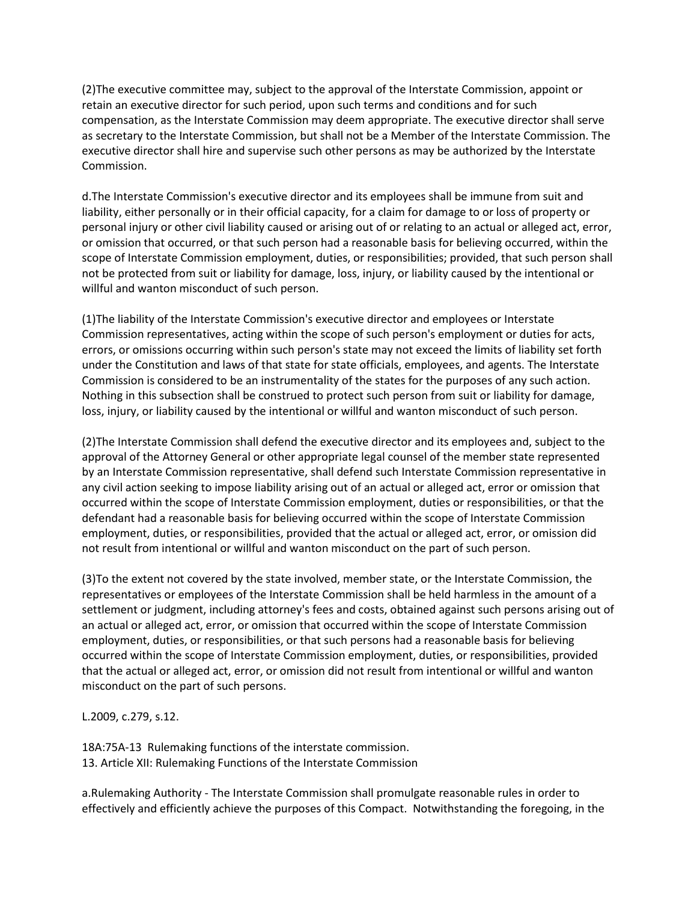(2)The executive committee may, subject to the approval of the Interstate Commission, appoint or retain an executive director for such period, upon such terms and conditions and for such compensation, as the Interstate Commission may deem appropriate. The executive director shall serve as secretary to the Interstate Commission, but shall not be a Member of the Interstate Commission. The executive director shall hire and supervise such other persons as may be authorized by the Interstate Commission.

d.The Interstate Commission's executive director and its employees shall be immune from suit and liability, either personally or in their official capacity, for a claim for damage to or loss of property or personal injury or other civil liability caused or arising out of or relating to an actual or alleged act, error, or omission that occurred, or that such person had a reasonable basis for believing occurred, within the scope of Interstate Commission employment, duties, or responsibilities; provided, that such person shall not be protected from suit or liability for damage, loss, injury, or liability caused by the intentional or willful and wanton misconduct of such person.

(1)The liability of the Interstate Commission's executive director and employees or Interstate Commission representatives, acting within the scope of such person's employment or duties for acts, errors, or omissions occurring within such person's state may not exceed the limits of liability set forth under the Constitution and laws of that state for state officials, employees, and agents. The Interstate Commission is considered to be an instrumentality of the states for the purposes of any such action. Nothing in this subsection shall be construed to protect such person from suit or liability for damage, loss, injury, or liability caused by the intentional or willful and wanton misconduct of such person.

(2)The Interstate Commission shall defend the executive director and its employees and, subject to the approval of the Attorney General or other appropriate legal counsel of the member state represented by an Interstate Commission representative, shall defend such Interstate Commission representative in any civil action seeking to impose liability arising out of an actual or alleged act, error or omission that occurred within the scope of Interstate Commission employment, duties or responsibilities, or that the defendant had a reasonable basis for believing occurred within the scope of Interstate Commission employment, duties, or responsibilities, provided that the actual or alleged act, error, or omission did not result from intentional or willful and wanton misconduct on the part of such person.

(3)To the extent not covered by the state involved, member state, or the Interstate Commission, the representatives or employees of the Interstate Commission shall be held harmless in the amount of a settlement or judgment, including attorney's fees and costs, obtained against such persons arising out of an actual or alleged act, error, or omission that occurred within the scope of Interstate Commission employment, duties, or responsibilities, or that such persons had a reasonable basis for believing occurred within the scope of Interstate Commission employment, duties, or responsibilities, provided that the actual or alleged act, error, or omission did not result from intentional or willful and wanton misconduct on the part of such persons.

L.2009, c.279, s.12.

18A:75A-13 Rulemaking functions of the interstate commission.
13. Article XII: Rulemaking Functions of the Interstate Commission

a.Rulemaking Authority - The Interstate Commission shall promulgate reasonable rules in order to effectively and efficiently achieve the purposes of this Compact. Notwithstanding the foregoing, in the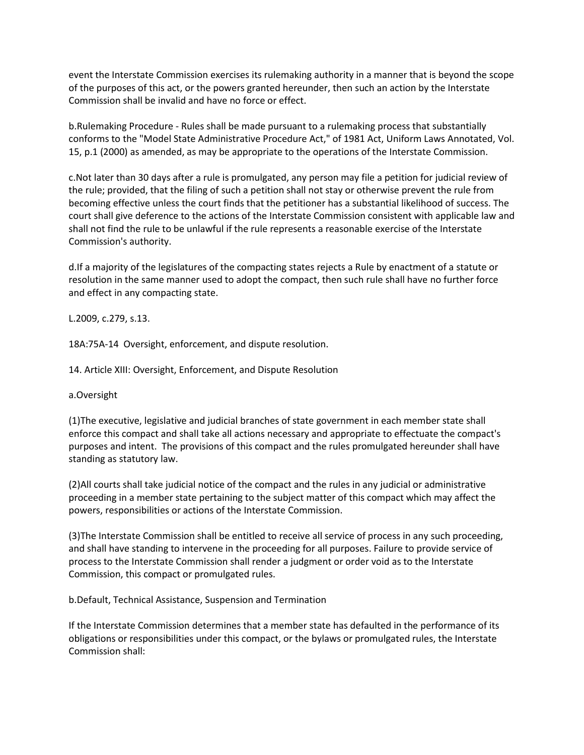event the Interstate Commission exercises its rulemaking authority in a manner that is beyond the scope of the purposes of this act, or the powers granted hereunder, then such an action by the Interstate Commission shall be invalid and have no force or effect.

b.Rulemaking Procedure - Rules shall be made pursuant to a rulemaking process that substantially conforms to the "Model State Administrative Procedure Act," of 1981 Act, Uniform Laws Annotated, Vol. 15, p.1 (2000) as amended, as may be appropriate to the operations of the Interstate Commission.

c.Not later than 30 days after a rule is promulgated, any person may file a petition for judicial review of the rule; provided, that the filing of such a petition shall not stay or otherwise prevent the rule from becoming effective unless the court finds that the petitioner has a substantial likelihood of success. The court shall give deference to the actions of the Interstate Commission consistent with applicable law and shall not find the rule to be unlawful if the rule represents a reasonable exercise of the Interstate Commission's authority.

d.If a majority of the legislatures of the compacting states rejects a Rule by enactment of a statute or resolution in the same manner used to adopt the compact, then such rule shall have no further force and effect in any compacting state.

L.2009, c.279, s.13.

18A:75A-14 Oversight, enforcement, and dispute resolution.

14. Article XIII: Oversight, Enforcement, and Dispute Resolution

a.Oversight

(1)The executive, legislative and judicial branches of state government in each member state shall enforce this compact and shall take all actions necessary and appropriate to effectuate the compact's purposes and intent. The provisions of this compact and the rules promulgated hereunder shall have standing as statutory law.

(2)All courts shall take judicial notice of the compact and the rules in any judicial or administrative proceeding in a member state pertaining to the subject matter of this compact which may affect the powers, responsibilities or actions of the Interstate Commission.

(3)The Interstate Commission shall be entitled to receive all service of process in any such proceeding, and shall have standing to intervene in the proceeding for all purposes. Failure to provide service of process to the Interstate Commission shall render a judgment or order void as to the Interstate Commission, this compact or promulgated rules.

b.Default, Technical Assistance, Suspension and Termination

If the Interstate Commission determines that a member state has defaulted in the performance of its obligations or responsibilities under this compact, or the bylaws or promulgated rules, the Interstate Commission shall: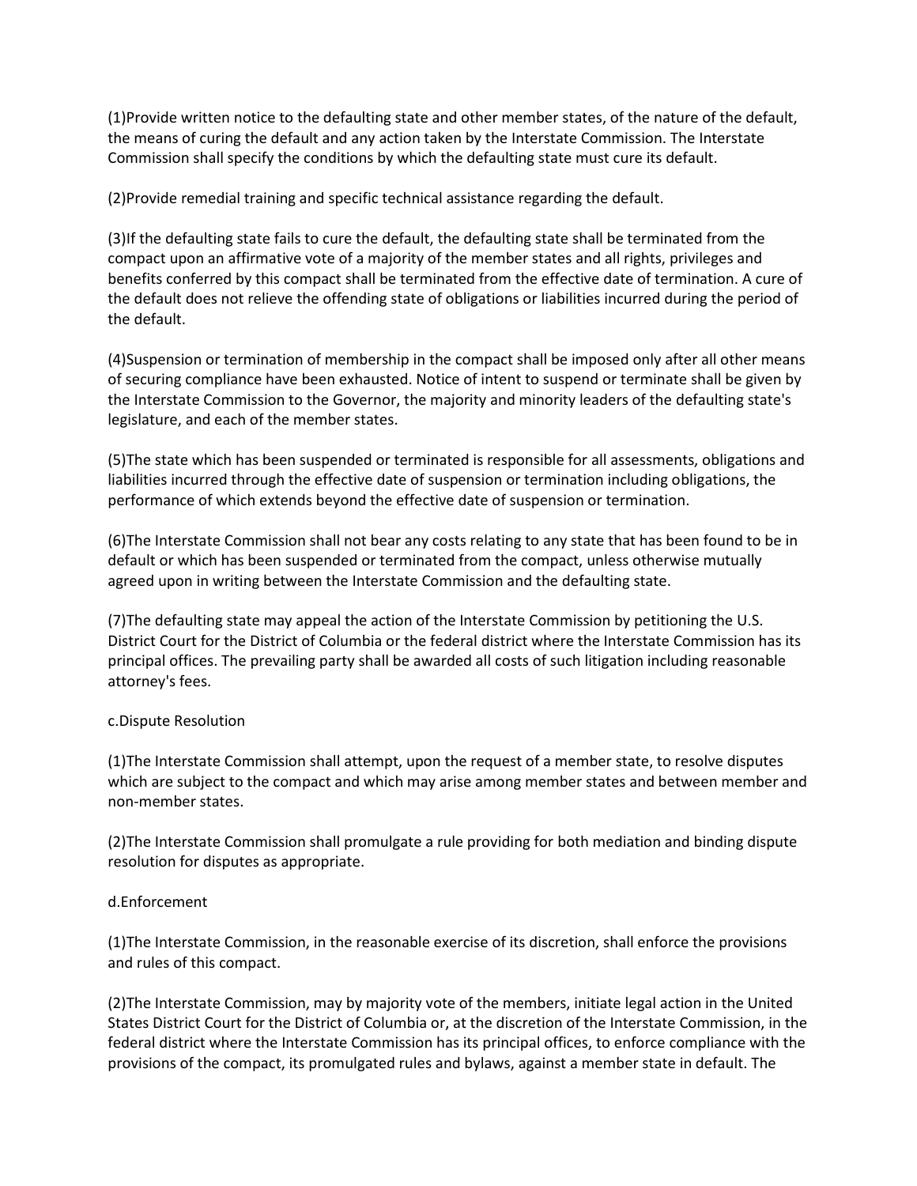(1)Provide written notice to the defaulting state and other member states, of the nature of the default, the means of curing the default and any action taken by the Interstate Commission. The Interstate Commission shall specify the conditions by which the defaulting state must cure its default.

(2)Provide remedial training and specific technical assistance regarding the default.

(3)If the defaulting state fails to cure the default, the defaulting state shall be terminated from the compact upon an affirmative vote of a majority of the member states and all rights, privileges and benefits conferred by this compact shall be terminated from the effective date of termination. A cure of the default does not relieve the offending state of obligations or liabilities incurred during the period of the default.

(4)Suspension or termination of membership in the compact shall be imposed only after all other means of securing compliance have been exhausted. Notice of intent to suspend or terminate shall be given by the Interstate Commission to the Governor, the majority and minority leaders of the defaulting state's legislature, and each of the member states.

(5)The state which has been suspended or terminated is responsible for all assessments, obligations and liabilities incurred through the effective date of suspension or termination including obligations, the performance of which extends beyond the effective date of suspension or termination.

(6)The Interstate Commission shall not bear any costs relating to any state that has been found to be in default or which has been suspended or terminated from the compact, unless otherwise mutually agreed upon in writing between the Interstate Commission and the defaulting state.

(7)The defaulting state may appeal the action of the Interstate Commission by petitioning the U.S. District Court for the District of Columbia or the federal district where the Interstate Commission has its principal offices. The prevailing party shall be awarded all costs of such litigation including reasonable attorney's fees.

c.Dispute Resolution

(1)The Interstate Commission shall attempt, upon the request of a member state, to resolve disputes which are subject to the compact and which may arise among member states and between member and non-member states.

(2)The Interstate Commission shall promulgate a rule providing for both mediation and binding dispute resolution for disputes as appropriate.

d.Enforcement

(1)The Interstate Commission, in the reasonable exercise of its discretion, shall enforce the provisions and rules of this compact.

(2)The Interstate Commission, may by majority vote of the members, initiate legal action in the United States District Court for the District of Columbia or, at the discretion of the Interstate Commission, in the federal district where the Interstate Commission has its principal offices, to enforce compliance with the provisions of the compact, its promulgated rules and bylaws, against a member state in default. The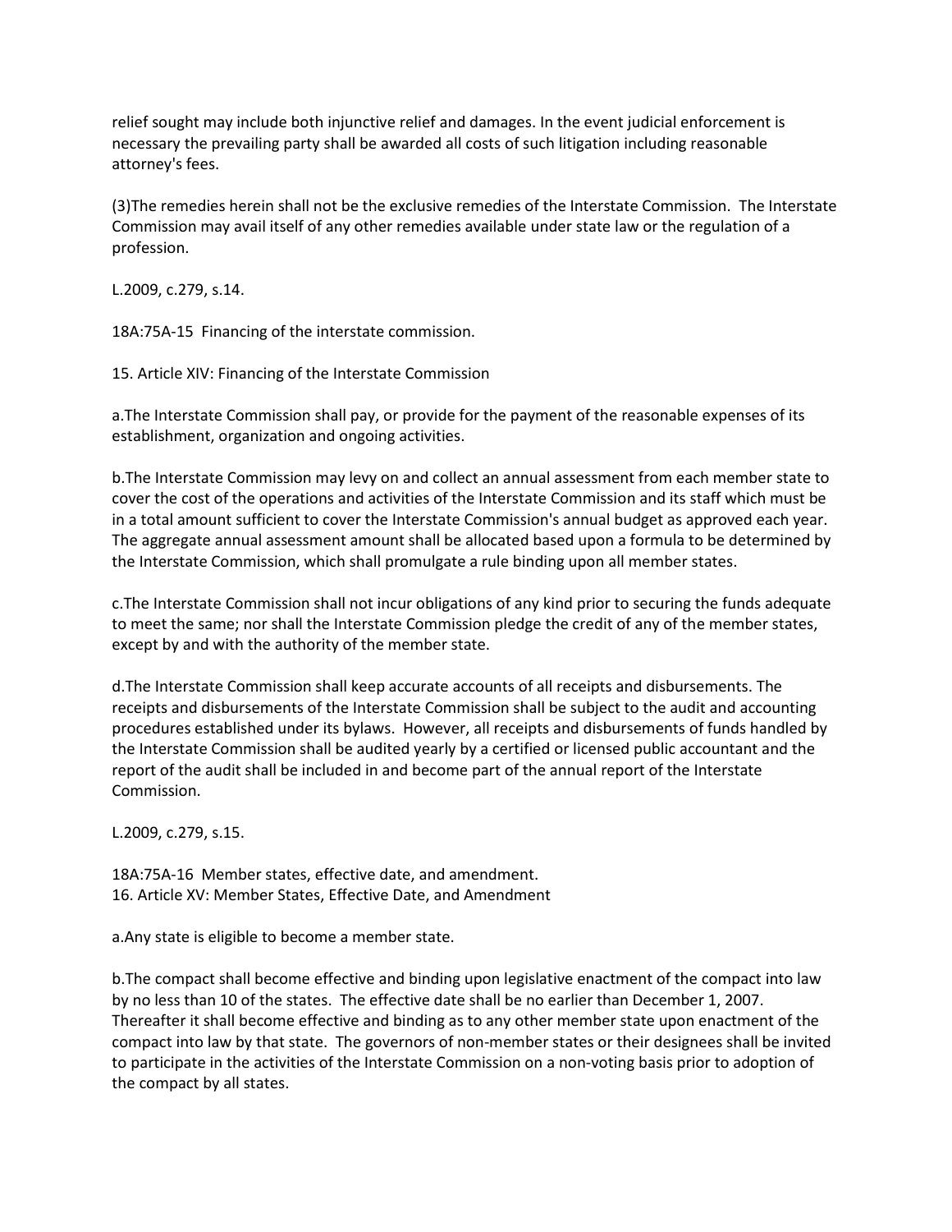relief sought may include both injunctive relief and damages. In the event judicial enforcement is necessary the prevailing party shall be awarded all costs of such litigation including reasonable attorney's fees.

(3)The remedies herein shall not be the exclusive remedies of the Interstate Commission. The Interstate Commission may avail itself of any other remedies available under state law or the regulation of a profession.

L.2009, c.279, s.14.

18A:75A-15 Financing of the interstate commission.

15. Article XIV: Financing of the Interstate Commission

a.The Interstate Commission shall pay, or provide for the payment of the reasonable expenses of its establishment, organization and ongoing activities.

b.The Interstate Commission may levy on and collect an annual assessment from each member state to cover the cost of the operations and activities of the Interstate Commission and its staff which must be in a total amount sufficient to cover the Interstate Commission's annual budget as approved each year. The aggregate annual assessment amount shall be allocated based upon a formula to be determined by the Interstate Commission, which shall promulgate a rule binding upon all member states.

c.The Interstate Commission shall not incur obligations of any kind prior to securing the funds adequate to meet the same; nor shall the Interstate Commission pledge the credit of any of the member states, except by and with the authority of the member state.

d.The Interstate Commission shall keep accurate accounts of all receipts and disbursements. The receipts and disbursements of the Interstate Commission shall be subject to the audit and accounting procedures established under its bylaws. However, all receipts and disbursements of funds handled by the Interstate Commission shall be audited yearly by a certified or licensed public accountant and the report of the audit shall be included in and become part of the annual report of the Interstate Commission.

L.2009, c.279, s.15.

18A:75A-16 Member states, effective date, and amendment.
16. Article XV: Member States, Effective Date, and Amendment

a.Any state is eligible to become a member state.

b.The compact shall become effective and binding upon legislative enactment of the compact into law by no less than 10 of the states. The effective date shall be no earlier than December 1, 2007. Thereafter it shall become effective and binding as to any other member state upon enactment of the compact into law by that state. The governors of non-member states or their designees shall be invited to participate in the activities of the Interstate Commission on a non-voting basis prior to adoption of the compact by all states.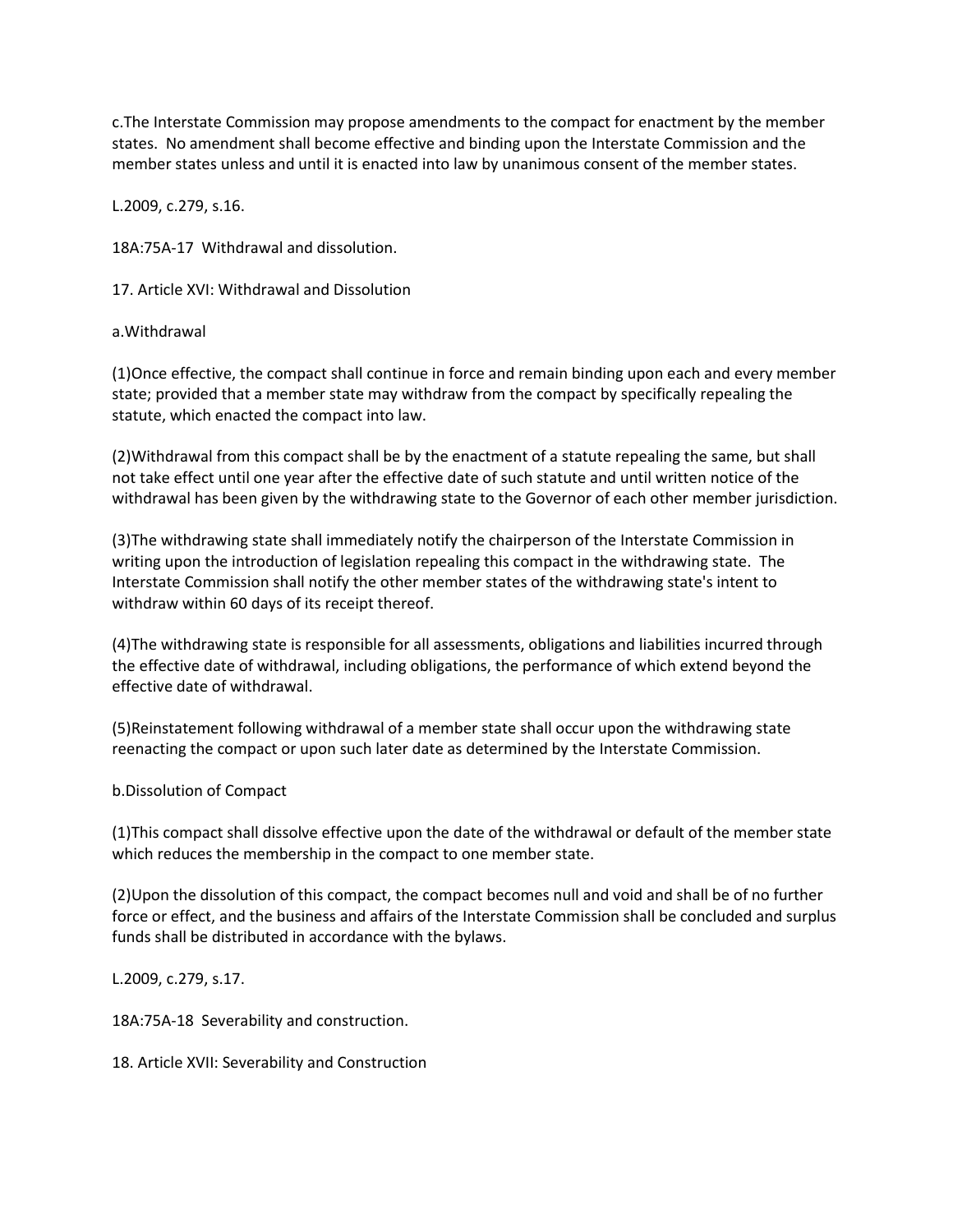c.The Interstate Commission may propose amendments to the compact for enactment by the member states. No amendment shall become effective and binding upon the Interstate Commission and the member states unless and until it is enacted into law by unanimous consent of the member states.

L.2009, c.279, s.16.

18A:75A-17 Withdrawal and dissolution.

17. Article XVI: Withdrawal and Dissolution

a.Withdrawal

(1)Once effective, the compact shall continue in force and remain binding upon each and every member state; provided that a member state may withdraw from the compact by specifically repealing the statute, which enacted the compact into law.

(2)Withdrawal from this compact shall be by the enactment of a statute repealing the same, but shall not take effect until one year after the effective date of such statute and until written notice of the withdrawal has been given by the withdrawing state to the Governor of each other member jurisdiction.

(3)The withdrawing state shall immediately notify the chairperson of the Interstate Commission in writing upon the introduction of legislation repealing this compact in the withdrawing state. The Interstate Commission shall notify the other member states of the withdrawing state's intent to withdraw within 60 days of its receipt thereof.

(4)The withdrawing state is responsible for all assessments, obligations and liabilities incurred through the effective date of withdrawal, including obligations, the performance of which extend beyond the effective date of withdrawal.

(5)Reinstatement following withdrawal of a member state shall occur upon the withdrawing state reenacting the compact or upon such later date as determined by the Interstate Commission.

b.Dissolution of Compact

(1)This compact shall dissolve effective upon the date of the withdrawal or default of the member state which reduces the membership in the compact to one member state.

(2)Upon the dissolution of this compact, the compact becomes null and void and shall be of no further force or effect, and the business and affairs of the Interstate Commission shall be concluded and surplus funds shall be distributed in accordance with the bylaws.

L.2009, c.279, s.17.

18A:75A-18 Severability and construction.

18. Article XVII: Severability and Construction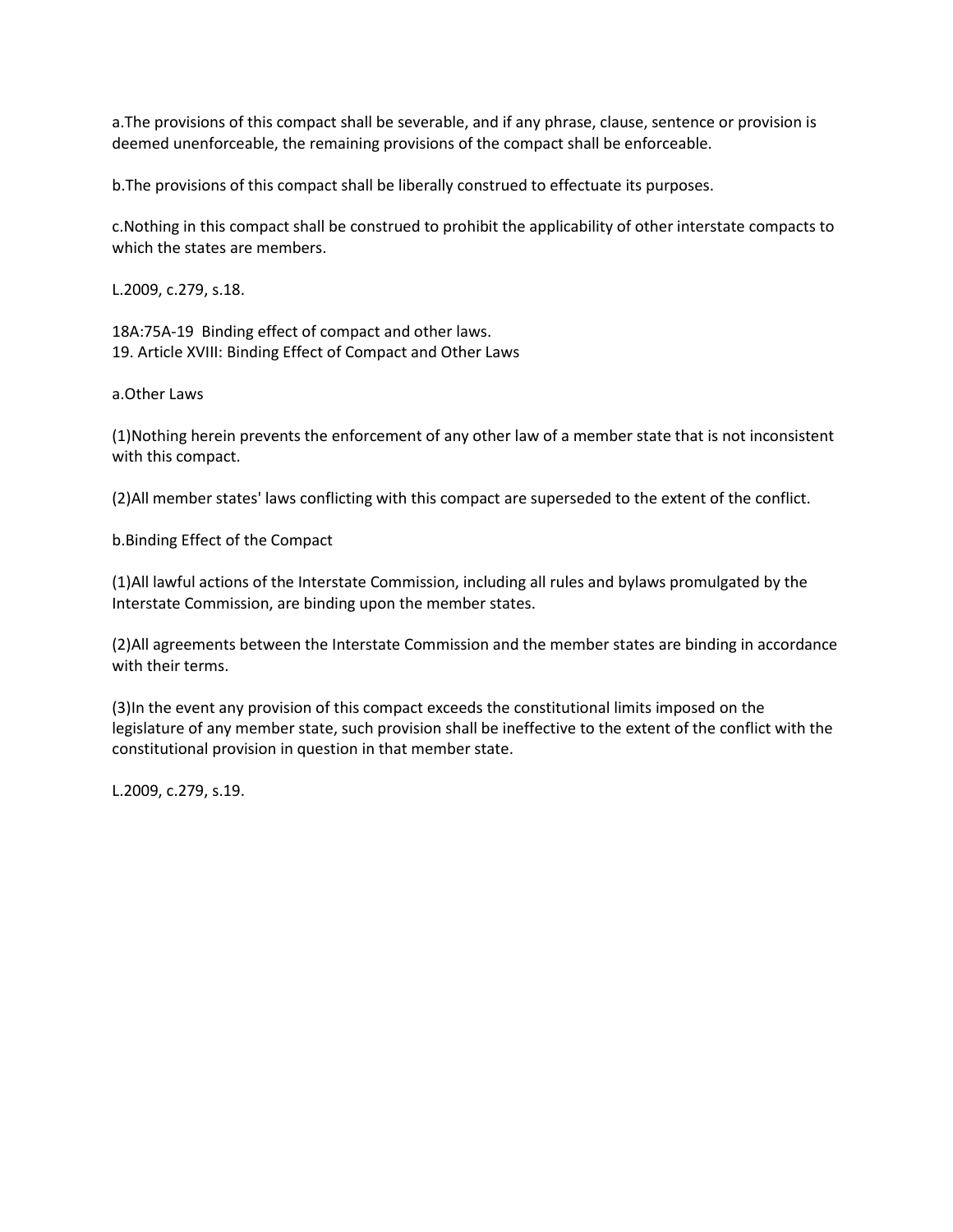a.The provisions of this compact shall be severable, and if any phrase, clause, sentence or provision is deemed unenforceable, the remaining provisions of the compact shall be enforceable.

b.The provisions of this compact shall be liberally construed to effectuate its purposes.

c.Nothing in this compact shall be construed to prohibit the applicability of other interstate compacts to which the states are members.

L.2009, c.279, s.18.

18A:75A-19 Binding effect of compact and other laws.
19. Article XVIII: Binding Effect of Compact and Other Laws

a.Other Laws

(1)Nothing herein prevents the enforcement of any other law of a member state that is not inconsistent with this compact.

(2)All member states' laws conflicting with this compact are superseded to the extent of the conflict.

b.Binding Effect of the Compact

(1)All lawful actions of the Interstate Commission, including all rules and bylaws promulgated by the Interstate Commission, are binding upon the member states.

(2)All agreements between the Interstate Commission and the member states are binding in accordance with their terms.

(3)In the event any provision of this compact exceeds the constitutional limits imposed on the legislature of any member state, such provision shall be ineffective to the extent of the conflict with the constitutional provision in question in that member state.

L.2009, c.279, s.19.